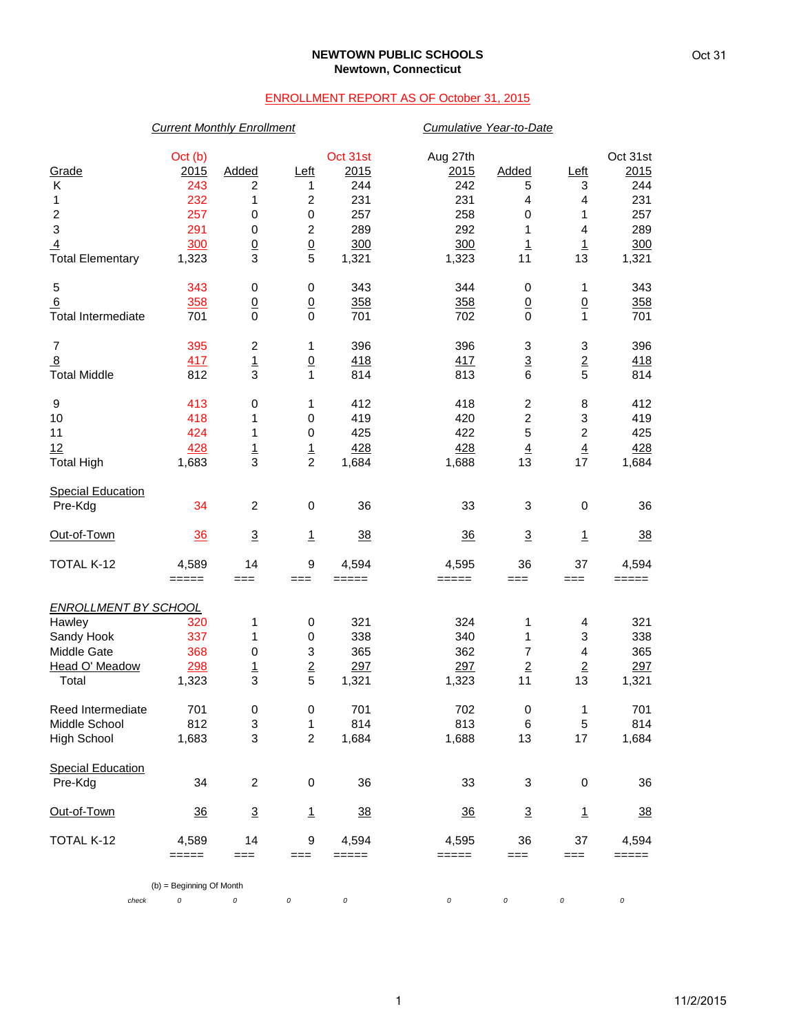**NEWTOWN PUBLIC SCHOOLS**
**Newtown, Connecticut**

Oct 31

ENROLLMENT REPORT AS OF October 31, 2015

| | *Current Monthly Enrollment* | | | | *Cumulative Year-to-Date* | | | |
|---|---|---|---|---|---|---|---|---|
| Grade | Oct (b) 2015 | Added | Left | Oct 31st 2015 | Aug 27th 2015 | Added | Left | Oct 31st 2015 |
| K | 243 | 2 | 1 | 244 | 242 | 5 | 3 | 244 |
| 1 | 232 | 1 | 2 | 231 | 231 | 4 | 4 | 231 |
| 2 | 257 | 0 | 0 | 257 | 258 | 0 | 1 | 257 |
| 3 | 291 | 0 | 2 | 289 | 292 | 1 | 4 | 289 |
| 4 | 300 | 0 | 0 | 300 | 300 | 1 | 1 | 300 |
| Total Elementary | 1,323 | 3 | 5 | 1,321 | 1,323 | 11 | 13 | 1,321 |
| 5 | 343 | 0 | 0 | 343 | 344 | 0 | 1 | 343 |
| 6 | 358 | 0 | 0 | 358 | 358 | 0 | 0 | 358 |
| Total Intermediate | 701 | 0 | 0 | 701 | 702 | 0 | 1 | 701 |
| 7 | 395 | 2 | 1 | 396 | 396 | 3 | 3 | 396 |
| 8 | 417 | 1 | 0 | 418 | 417 | 3 | 2 | 418 |
| Total Middle | 812 | 3 | 1 | 814 | 813 | 6 | 5 | 814 |
| 9 | 413 | 0 | 1 | 412 | 418 | 2 | 8 | 412 |
| 10 | 418 | 1 | 0 | 419 | 420 | 2 | 3 | 419 |
| 11 | 424 | 1 | 0 | 425 | 422 | 5 | 2 | 425 |
| 12 | 428 | 1 | 1 | 428 | 428 | 4 | 4 | 428 |
| Total High | 1,683 | 3 | 2 | 1,684 | 1,688 | 13 | 17 | 1,684 |
| Special Education | | | | | | | | |
| Pre-Kdg | 34 | 2 | 0 | 36 | 33 | 3 | 0 | 36 |
| Out-of-Town | 36 | 3 | 1 | 38 | 36 | 3 | 1 | 38 |
| TOTAL K-12 | 4,589 | 14 | 9 | 4,594 | 4,595 | 36 | 37 | 4,594 |

| *ENROLLMENT BY SCHOOL* | Oct (b) 2015 | Added | Left | Oct 31st 2015 | Aug 27th 2015 | Added | Left | Oct 31st 2015 |
|---|---|---|---|---|---|---|---|---|
| Hawley | 320 | 1 | 0 | 321 | 324 | 1 | 4 | 321 |
| Sandy Hook | 337 | 1 | 0 | 338 | 340 | 1 | 3 | 338 |
| Middle Gate | 368 | 0 | 3 | 365 | 362 | 7 | 4 | 365 |
| Head O' Meadow | 298 | 1 | 2 | 297 | 297 | 2 | 2 | 297 |
| Total | 1,323 | 3 | 5 | 1,321 | 1,323 | 11 | 13 | 1,321 |
| Reed Intermediate | 701 | 0 | 0 | 701 | 702 | 0 | 1 | 701 |
| Middle School | 812 | 3 | 1 | 814 | 813 | 6 | 5 | 814 |
| High School | 1,683 | 3 | 2 | 1,684 | 1,688 | 13 | 17 | 1,684 |
| Special Education | | | | | | | | |
| Pre-Kdg | 34 | 2 | 0 | 36 | 33 | 3 | 0 | 36 |
| Out-of-Town | 36 | 3 | 1 | 38 | 36 | 3 | 1 | 38 |
| TOTAL K-12 | 4,589 | 14 | 9 | 4,594 | 4,595 | 36 | 37 | 4,594 |
| *check* | 0 | 0 | 0 | 0 | 0 | 0 | 0 | 0 |

(b) = Beginning Of Month

11/2/2015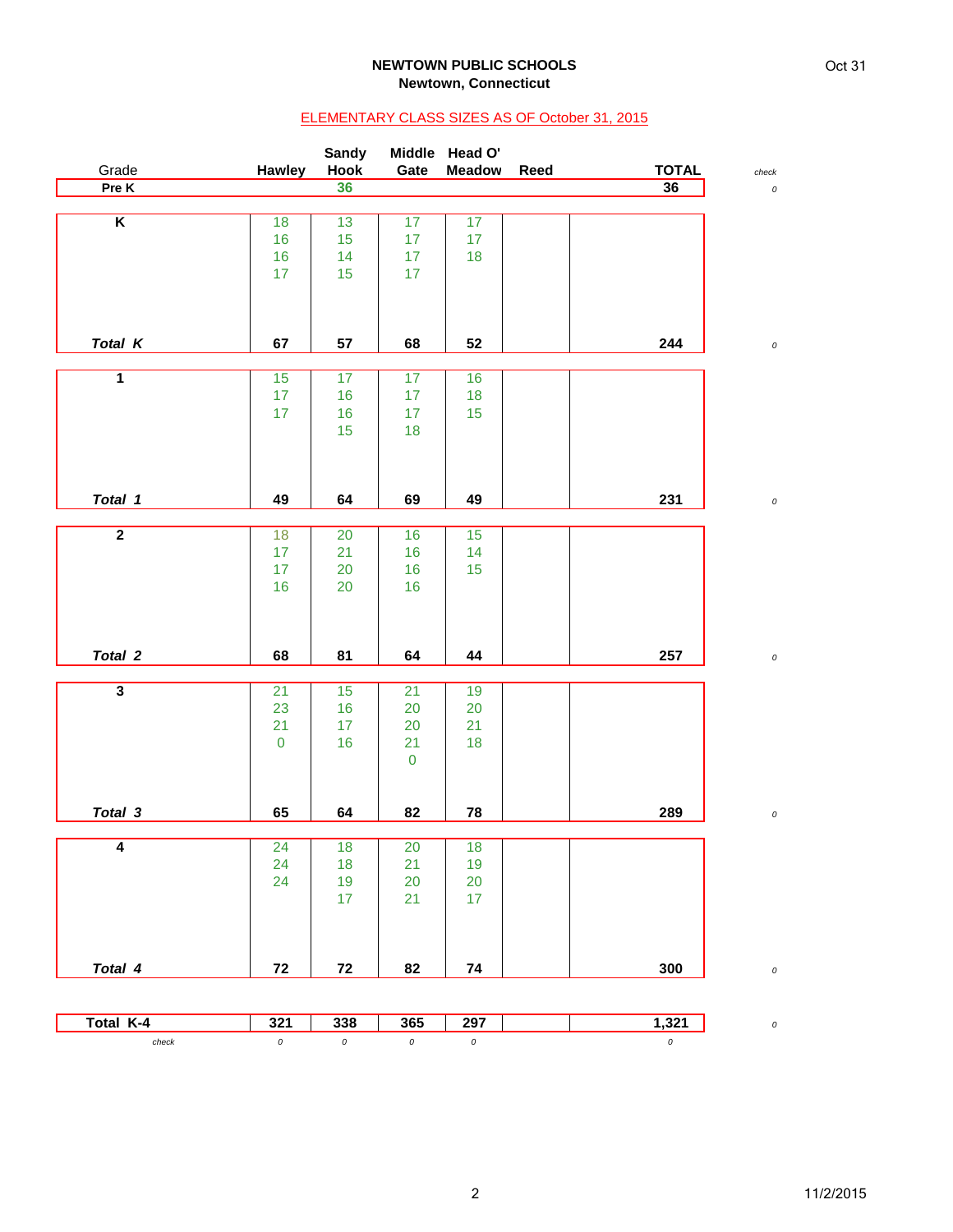**NEWTOWN PUBLIC SCHOOLS**
**Newtown, Connecticut**

Oct 31

ELEMENTARY CLASS SIZES AS OF October 31, 2015

| Grade | Hawley | Sandy Hook | Middle Gate | Head O' Meadow | Reed | TOTAL | check |
|---|---|---|---|---|---|---|---|
| Pre K | | 36 | | | | 36 | 0 |
| K | 18 | 13 | 17 | 17 | | | |
| | 16 | 15 | 17 | 17 | | | |
| | 16 | 14 | 17 | 18 | | | |
| | 17 | 15 | 17 | | | | |
| *Total K* | 67 | 57 | 68 | 52 | | 244 | 0 |
| 1 | 15 | 17 | 17 | 16 | | | |
| | 17 | 16 | 17 | 18 | | | |
| | 17 | 16 | 17 | 15 | | | |
| | | 15 | 18 | | | | |
| *Total 1* | 49 | 64 | 69 | 49 | | 231 | 0 |
| 2 | 18 | 20 | 16 | 15 | | | |
| | 17 | 21 | 16 | 14 | | | |
| | 17 | 20 | 16 | 15 | | | |
| | 16 | 20 | 16 | | | | |
| *Total 2* | 68 | 81 | 64 | 44 | | 257 | 0 |
| 3 | 21 | 15 | 21 | 19 | | | |
| | 23 | 16 | 20 | 20 | | | |
| | 21 | 17 | 20 | 21 | | | |
| | 0 | 16 | 21 | 18 | | | |
| | | | 0 | | | | |
| *Total 3* | 65 | 64 | 82 | 78 | | 289 | 0 |
| 4 | 24 | 18 | 20 | 18 | | | |
| | 24 | 18 | 21 | 19 | | | |
| | 24 | 19 | 20 | 20 | | | |
| | | 17 | 21 | 17 | | | |
| *Total 4* | 72 | 72 | 82 | 74 | | 300 | 0 |
| **Total K-4** | 321 | 338 | 365 | 297 | | 1,321 | 0 |
| *check* | 0 | 0 | 0 | 0 | | 0 | |

11/2/2015